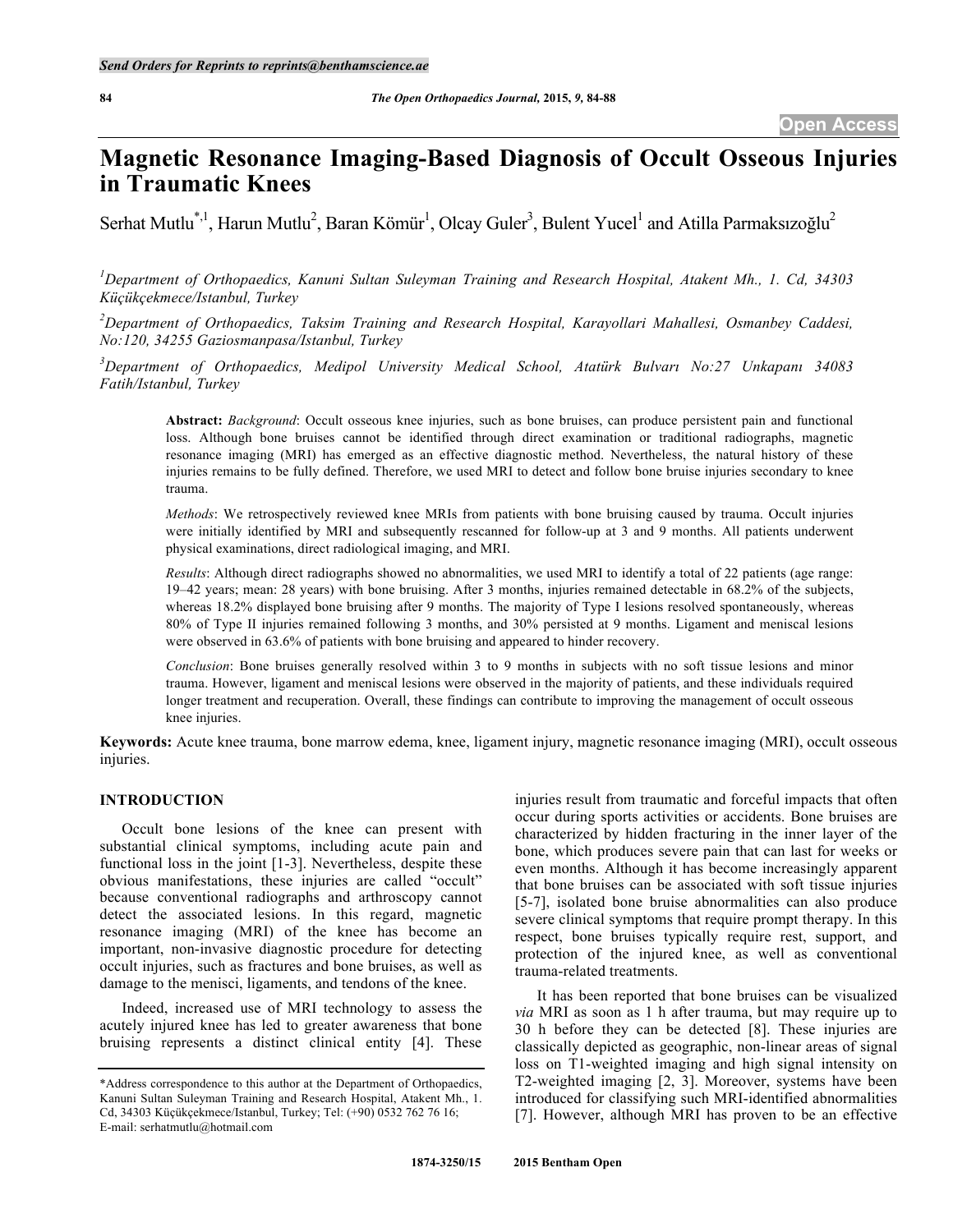# Magnetic Resonance Imaging-Based Diagnosis of Occult Osseous Injuries in Traumatic Knees

Serhat Mutlu[*,1], Harun Mutlu[2], Baran Kömür[1], Olcay Guler[3], Bulent Yucel[1] and Atilla Parmaksızoğlu[2]

[1]*Department of Orthopaedics, Kanuni Sultan Suleyman Training and Research Hospital, Atakent Mh., 1. Cd, 34303 Küçükçekmece/Istanbul, Turkey*

[2]*Department of Orthopaedics, Taksim Training and Research Hospital, Karayollari Mahallesi, Osmanbey Caddesi, No:120, 34255 Gaziosmanpasa/Istanbul, Turkey*

[3]*Department of Orthopaedics, Medipol University Medical School, Atatürk Bulvarı No:27 Unkapanı 34083 Fatih/Istanbul, Turkey*

**Abstract:** *Background*: Occult osseous knee injuries, such as bone bruises, can produce persistent pain and functional loss. Although bone bruises cannot be identified through direct examination or traditional radiographs, magnetic resonance imaging (MRI) has emerged as an effective diagnostic method. Nevertheless, the natural history of these injuries remains to be fully defined. Therefore, we used MRI to detect and follow bone bruise injuries secondary to knee trauma.

*Methods*: We retrospectively reviewed knee MRIs from patients with bone bruising caused by trauma. Occult injuries were initially identified by MRI and subsequently rescanned for follow-up at 3 and 9 months. All patients underwent physical examinations, direct radiological imaging, and MRI.

*Results*: Although direct radiographs showed no abnormalities, we used MRI to identify a total of 22 patients (age range: 19–42 years; mean: 28 years) with bone bruising. After 3 months, injuries remained detectable in 68.2% of the subjects, whereas 18.2% displayed bone bruising after 9 months. The majority of Type I lesions resolved spontaneously, whereas 80% of Type II injuries remained following 3 months, and 30% persisted at 9 months. Ligament and meniscal lesions were observed in 63.6% of patients with bone bruising and appeared to hinder recovery.

*Conclusion*: Bone bruises generally resolved within 3 to 9 months in subjects with no soft tissue lesions and minor trauma. However, ligament and meniscal lesions were observed in the majority of patients, and these individuals required longer treatment and recuperation. Overall, these findings can contribute to improving the management of occult osseous knee injuries.

**Keywords:** Acute knee trauma, bone marrow edema, knee, ligament injury, magnetic resonance imaging (MRI), occult osseous injuries.

## INTRODUCTION

Occult bone lesions of the knee can present with substantial clinical symptoms, including acute pain and functional loss in the joint [1-3]. Nevertheless, despite these obvious manifestations, these injuries are called "occult" because conventional radiographs and arthroscopy cannot detect the associated lesions. In this regard, magnetic resonance imaging (MRI) of the knee has become an important, non-invasive diagnostic procedure for detecting occult injuries, such as fractures and bone bruises, as well as damage to the menisci, ligaments, and tendons of the knee.

Indeed, increased use of MRI technology to assess the acutely injured knee has led to greater awareness that bone bruising represents a distinct clinical entity [4]. These injuries result from traumatic and forceful impacts that often occur during sports activities or accidents. Bone bruises are characterized by hidden fracturing in the inner layer of the bone, which produces severe pain that can last for weeks or even months. Although it has become increasingly apparent that bone bruises can be associated with soft tissue injuries [5-7], isolated bone bruise abnormalities can also produce severe clinical symptoms that require prompt therapy. In this respect, bone bruises typically require rest, support, and protection of the injured knee, as well as conventional trauma-related treatments.

It has been reported that bone bruises can be visualized *via* MRI as soon as 1 h after trauma, but may require up to 30 h before they can be detected [8]. These injuries are classically depicted as geographic, non-linear areas of signal loss on T1-weighted imaging and high signal intensity on T2-weighted imaging [2, 3]. Moreover, systems have been introduced for classifying such MRI-identified abnormalities [7]. However, although MRI has proven to be an effective

*Address correspondence to this author at the Department of Orthopaedics, Kanuni Sultan Suleyman Training and Research Hospital, Atakent Mh., 1. Cd, 34303 Küçükçekmece/Istanbul, Turkey; Tel: (+90) 0532 762 76 16; E-mail: serhatmutlu@hotmail.com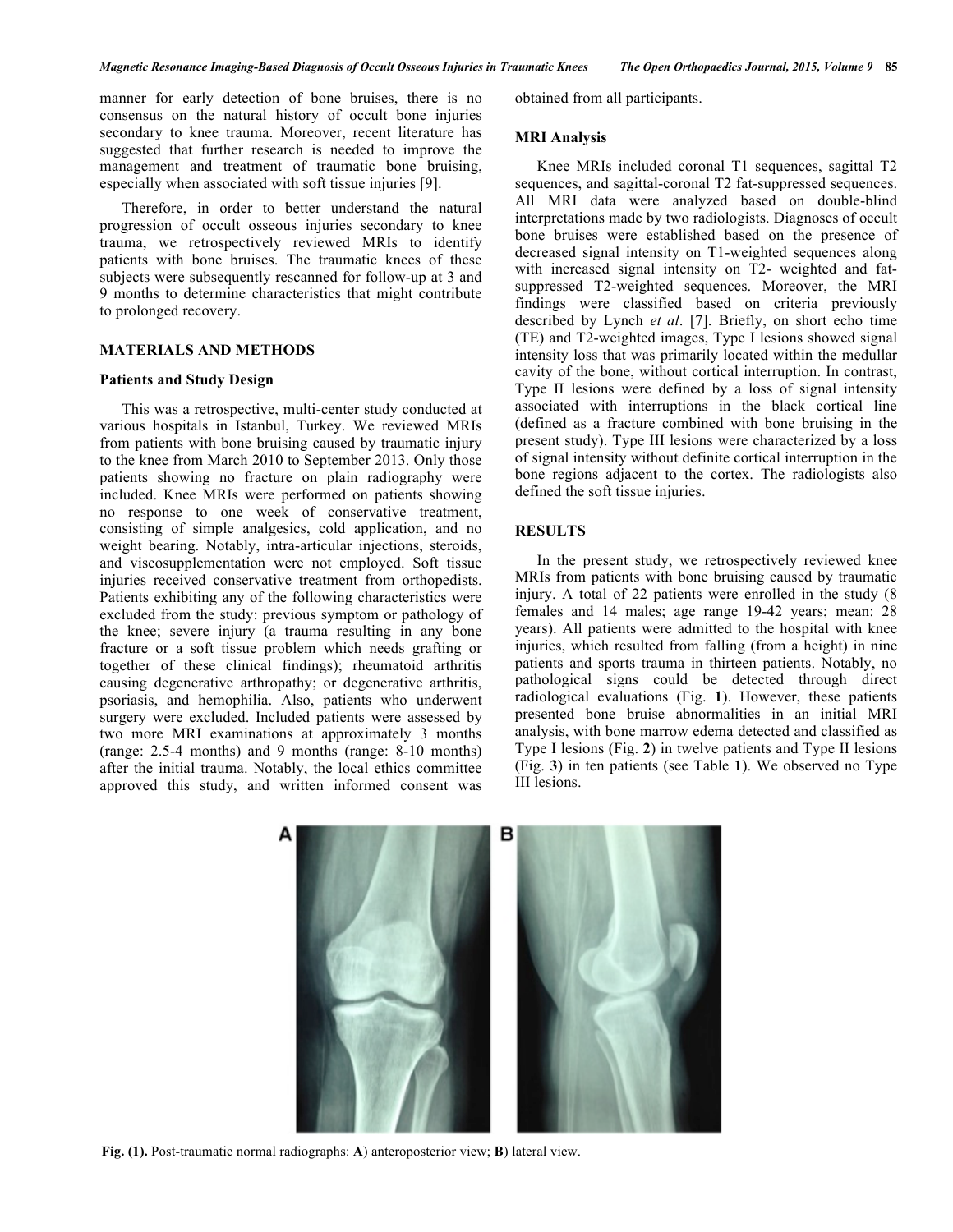manner for early detection of bone bruises, there is no consensus on the natural history of occult bone injuries secondary to knee trauma. Moreover, recent literature has suggested that further research is needed to improve the management and treatment of traumatic bone bruising, especially when associated with soft tissue injuries [9].

Therefore, in order to better understand the natural progression of occult osseous injuries secondary to knee trauma, we retrospectively reviewed MRIs to identify patients with bone bruises. The traumatic knees of these subjects were subsequently rescanned for follow-up at 3 and 9 months to determine characteristics that might contribute to prolonged recovery.

## MATERIALS AND METHODS

### Patients and Study Design

This was a retrospective, multi-center study conducted at various hospitals in Istanbul, Turkey. We reviewed MRIs from patients with bone bruising caused by traumatic injury to the knee from March 2010 to September 2013. Only those patients showing no fracture on plain radiography were included. Knee MRIs were performed on patients showing no response to one week of conservative treatment, consisting of simple analgesics, cold application, and no weight bearing. Notably, intra-articular injections, steroids, and viscosupplementation were not employed. Soft tissue injuries received conservative treatment from orthopedists. Patients exhibiting any of the following characteristics were excluded from the study: previous symptom or pathology of the knee; severe injury (a trauma resulting in any bone fracture or a soft tissue problem which needs grafting or together of these clinical findings); rheumatoid arthritis causing degenerative arthropathy; or degenerative arthritis, psoriasis, and hemophilia. Also, patients who underwent surgery were excluded. Included patients were assessed by two more MRI examinations at approximately 3 months (range: 2.5-4 months) and 9 months (range: 8-10 months) after the initial trauma. Notably, the local ethics committee approved this study, and written informed consent was obtained from all participants.

### MRI Analysis

Knee MRIs included coronal T1 sequences, sagittal T2 sequences, and sagittal-coronal T2 fat-suppressed sequences. All MRI data were analyzed based on double-blind interpretations made by two radiologists. Diagnoses of occult bone bruises were established based on the presence of decreased signal intensity on T1-weighted sequences along with increased signal intensity on T2- weighted and fat-suppressed T2-weighted sequences. Moreover, the MRI findings were classified based on criteria previously described by Lynch *et al*. [7]. Briefly, on short echo time (TE) and T2-weighted images, Type I lesions showed signal intensity loss that was primarily located within the medullar cavity of the bone, without cortical interruption. In contrast, Type II lesions were defined by a loss of signal intensity associated with interruptions in the black cortical line (defined as a fracture combined with bone bruising in the present study). Type III lesions were characterized by a loss of signal intensity without definite cortical interruption in the bone regions adjacent to the cortex. The radiologists also defined the soft tissue injuries.

## RESULTS

In the present study, we retrospectively reviewed knee MRIs from patients with bone bruising caused by traumatic injury. A total of 22 patients were enrolled in the study (8 females and 14 males; age range 19-42 years; mean: 28 years). All patients were admitted to the hospital with knee injuries, which resulted from falling (from a height) in nine patients and sports trauma in thirteen patients. Notably, no pathological signs could be detected through direct radiological evaluations (Fig. **1**). However, these patients presented bone bruise abnormalities in an initial MRI analysis, with bone marrow edema detected and classified as Type I lesions (Fig. **2**) in twelve patients and Type II lesions (Fig. **3**) in ten patients (see Table **1**). We observed no Type III lesions.

**Fig. (1).** Post-traumatic normal radiographs: **A**) anteroposterior view; **B**) lateral view.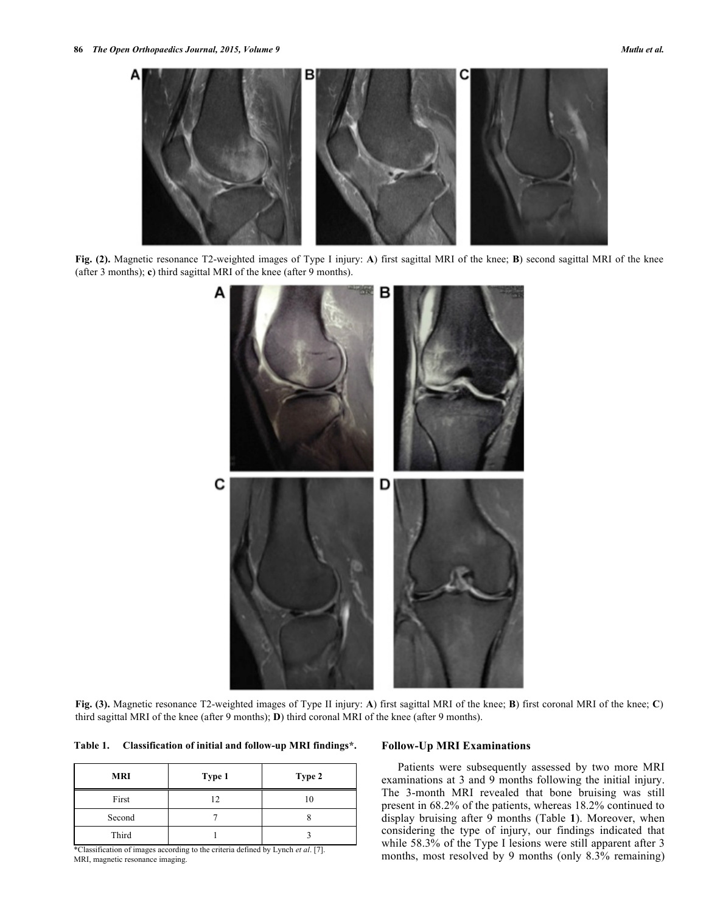Fig. (2). Magnetic resonance T2-weighted images of Type I injury: **A**) first sagittal MRI of the knee; **B**) second sagittal MRI of the knee (after 3 months); **c**) third sagittal MRI of the knee (after 9 months).

Fig. (3). Magnetic resonance T2-weighted images of Type II injury: **A**) first sagittal MRI of the knee; **B**) first coronal MRI of the knee; **C**) third sagittal MRI of the knee (after 9 months); **D**) third coronal MRI of the knee (after 9 months).

**Table 1. Classification of initial and follow-up MRI findings*.**

| MRI | Type 1 | Type 2 |
|---|---|---|
| First | 12 | 10 |
| Second | 7 | 8 |
| Third | 1 | 3 |

*Classification of images according to the criteria defined by Lynch *et al*. [7].
MRI, magnetic resonance imaging.

## Follow-Up MRI Examinations

Patients were subsequently assessed by two more MRI examinations at 3 and 9 months following the initial injury. The 3-month MRI revealed that bone bruising was still present in 68.2% of the patients, whereas 18.2% continued to display bruising after 9 months (Table **1**). Moreover, when considering the type of injury, our findings indicated that while 58.3% of the Type I lesions were still apparent after 3 months, most resolved by 9 months (only 8.3% remaining)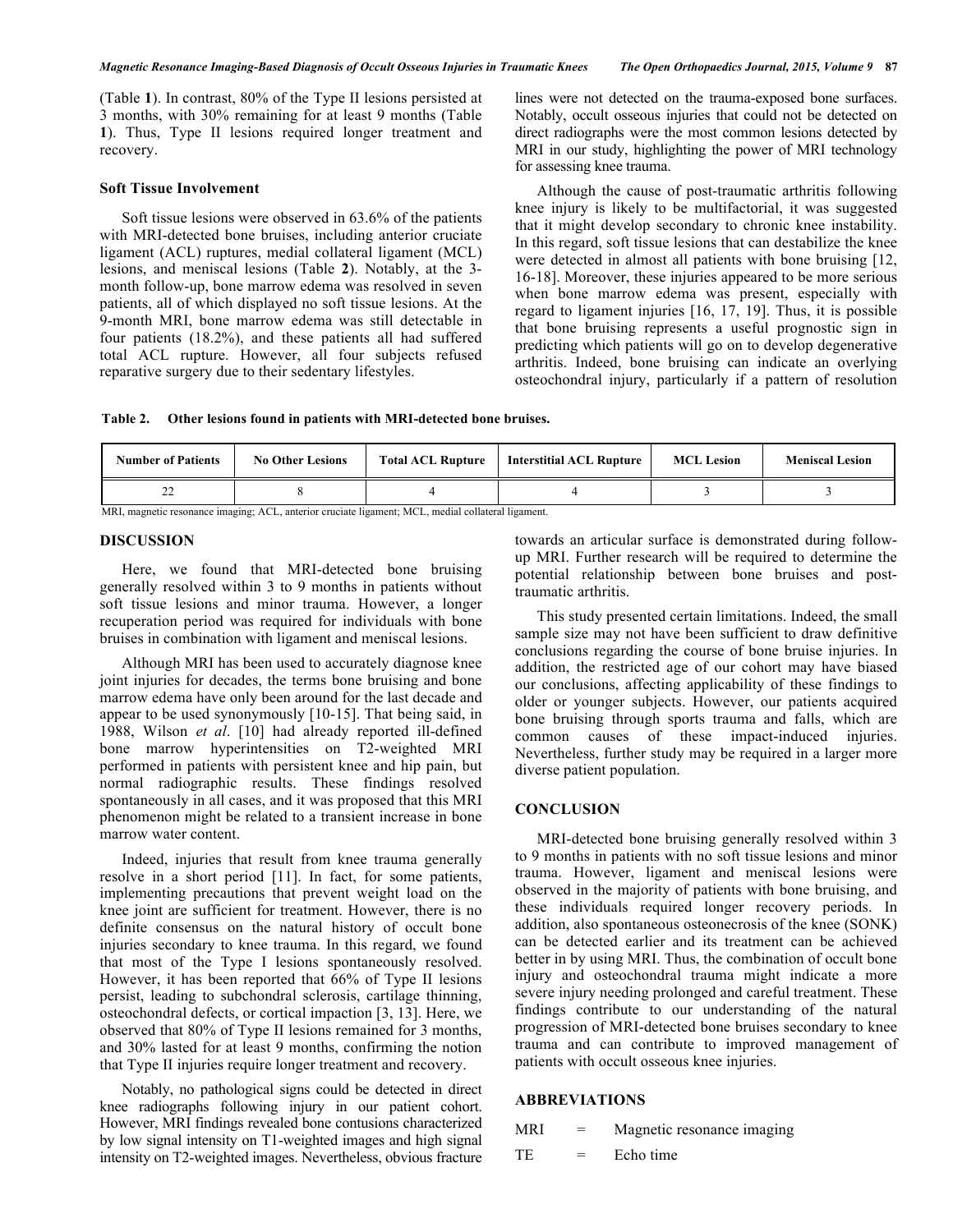(Table **1**). In contrast, 80% of the Type II lesions persisted at 3 months, with 30% remaining for at least 9 months (Table **1**). Thus, Type II lesions required longer treatment and recovery.

### Soft Tissue Involvement

Soft tissue lesions were observed in 63.6% of the patients with MRI-detected bone bruises, including anterior cruciate ligament (ACL) ruptures, medial collateral ligament (MCL) lesions, and meniscal lesions (Table **2**). Notably, at the 3-month follow-up, bone marrow edema was resolved in seven patients, all of which displayed no soft tissue lesions. At the 9-month MRI, bone marrow edema was still detectable in four patients (18.2%), and these patients all had suffered total ACL rupture. However, all four subjects refused reparative surgery due to their sedentary lifestyles.

**Table 2. Other lesions found in patients with MRI-detected bone bruises.**

| Number of Patients | No Other Lesions | Total ACL Rupture | Interstitial ACL Rupture | MCL Lesion | Meniscal Lesion |
|---|---|---|---|---|---|
| 22 | 8 | 4 | 4 | 3 | 3 |

MRI, magnetic resonance imaging; ACL, anterior cruciate ligament; MCL, medial collateral ligament.

## DISCUSSION

Here, we found that MRI-detected bone bruising generally resolved within 3 to 9 months in patients without soft tissue lesions and minor trauma. However, a longer recuperation period was required for individuals with bone bruises in combination with ligament and meniscal lesions.

Although MRI has been used to accurately diagnose knee joint injuries for decades, the terms bone bruising and bone marrow edema have only been around for the last decade and appear to be used synonymously [10-15]. That being said, in 1988, Wilson *et al*. [10] had already reported ill-defined bone marrow hyperintensities on T2-weighted MRI performed in patients with persistent knee and hip pain, but normal radiographic results. These findings resolved spontaneously in all cases, and it was proposed that this MRI phenomenon might be related to a transient increase in bone marrow water content.

Indeed, injuries that result from knee trauma generally resolve in a short period [11]. In fact, for some patients, implementing precautions that prevent weight load on the knee joint are sufficient for treatment. However, there is no definite consensus on the natural history of occult bone injuries secondary to knee trauma. In this regard, we found that most of the Type I lesions spontaneously resolved. However, it has been reported that 66% of Type II lesions persist, leading to subchondral sclerosis, cartilage thinning, osteochondral defects, or cortical impaction [3, 13]. Here, we observed that 80% of Type II lesions remained for 3 months, and 30% lasted for at least 9 months, confirming the notion that Type II injuries require longer treatment and recovery.

Notably, no pathological signs could be detected in direct knee radiographs following injury in our patient cohort. However, MRI findings revealed bone contusions characterized by low signal intensity on T1-weighted images and high signal intensity on T2-weighted images. Nevertheless, obvious fracture lines were not detected on the trauma-exposed bone surfaces. Notably, occult osseous injuries that could not be detected on direct radiographs were the most common lesions detected by MRI in our study, highlighting the power of MRI technology for assessing knee trauma.

Although the cause of post-traumatic arthritis following knee injury is likely to be multifactorial, it was suggested that it might develop secondary to chronic knee instability. In this regard, soft tissue lesions that can destabilize the knee were detected in almost all patients with bone bruising [12, 16-18]. Moreover, these injuries appeared to be more serious when bone marrow edema was present, especially with regard to ligament injuries [16, 17, 19]. Thus, it is possible that bone bruising represents a useful prognostic sign in predicting which patients will go on to develop degenerative arthritis. Indeed, bone bruising can indicate an overlying osteochondral injury, particularly if a pattern of resolution towards an articular surface is demonstrated during follow-up MRI. Further research will be required to determine the potential relationship between bone bruises and post-traumatic arthritis.

This study presented certain limitations. Indeed, the small sample size may not have been sufficient to draw definitive conclusions regarding the course of bone bruise injuries. In addition, the restricted age of our cohort may have biased our conclusions, affecting applicability of these findings to older or younger subjects. However, our patients acquired bone bruising through sports trauma and falls, which are common causes of these impact-induced injuries. Nevertheless, further study may be required in a larger more diverse patient population.

## CONCLUSION

MRI-detected bone bruising generally resolved within 3 to 9 months in patients with no soft tissue lesions and minor trauma. However, ligament and meniscal lesions were observed in the majority of patients with bone bruising, and these individuals required longer recovery periods. In addition, also spontaneous osteonecrosis of the knee (SONK) can be detected earlier and its treatment can be achieved better in by using MRI. Thus, the combination of occult bone injury and osteochondral trauma might indicate a more severe injury needing prolonged and careful treatment. These findings contribute to our understanding of the natural progression of MRI-detected bone bruises secondary to knee trauma and can contribute to improved management of patients with occult osseous knee injuries.

## ABBREVIATIONS

| | | |
|---|---|---|
| MRI | = | Magnetic resonance imaging |
| TE | = | Echo time |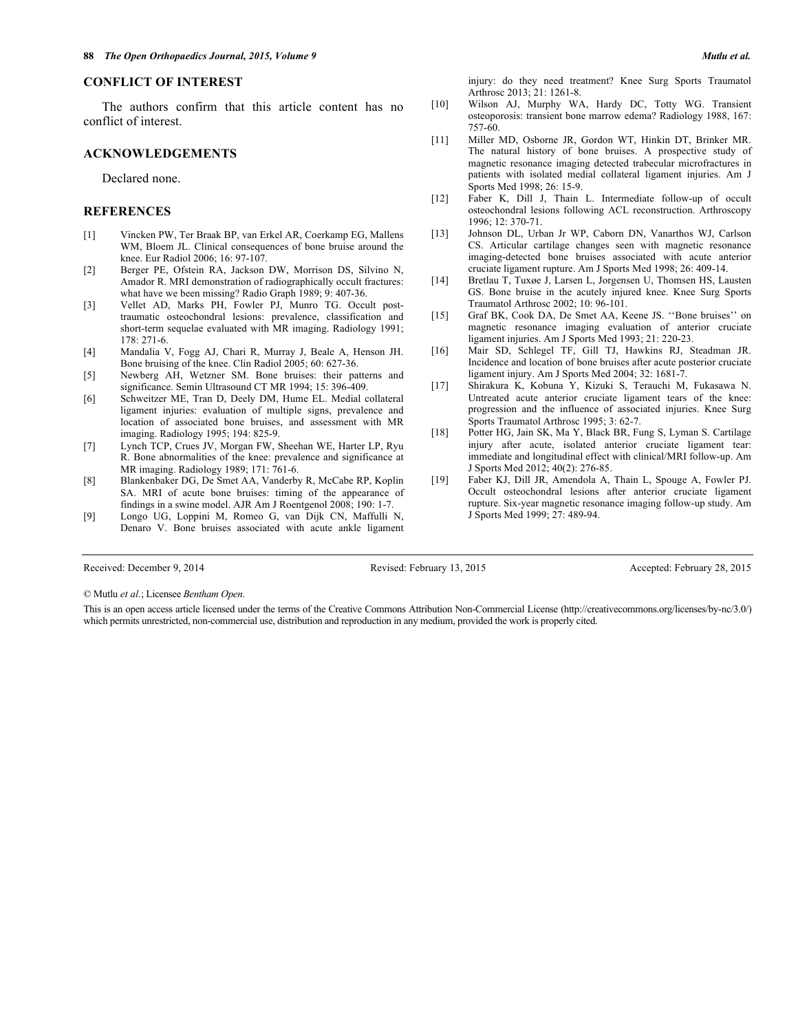## CONFLICT OF INTEREST

The authors confirm that this article content has no conflict of interest.

## ACKNOWLEDGEMENTS

Declared none.

## REFERENCES

[1] Vincken PW, Ter Braak BP, van Erkel AR, Coerkamp EG, Mallens WM, Bloem JL. Clinical consequences of bone bruise around the knee. Eur Radiol 2006; 16: 97-107.

[2] Berger PE, Ofstein RA, Jackson DW, Morrison DS, Silvino N, Amador R. MRI demonstration of radiographically occult fractures: what have we been missing? Radio Graph 1989; 9: 407-36.

[3] Vellet AD, Marks PH, Fowler PJ, Munro TG. Occult post-traumatic osteochondral lesions: prevalence, classification and short-term sequelae evaluated with MR imaging. Radiology 1991; 178: 271-6.

[4] Mandalia V, Fogg AJ, Chari R, Murray J, Beale A, Henson JH. Bone bruising of the knee. Clin Radiol 2005; 60: 627-36.

[5] Newberg AH, Wetzner SM. Bone bruises: their patterns and significance. Semin Ultrasound CT MR 1994; 15: 396-409.

[6] Schweitzer ME, Tran D, Deely DM, Hume EL. Medial collateral ligament injuries: evaluation of multiple signs, prevalence and location of associated bone bruises, and assessment with MR imaging. Radiology 1995; 194: 825-9.

[7] Lynch TCP, Crues JV, Morgan FW, Sheehan WE, Harter LP, Ryu R. Bone abnormalities of the knee: prevalence and significance at MR imaging. Radiology 1989; 171: 761-6.

[8] Blankenbaker DG, De Smet AA, Vanderby R, McCabe RP, Koplin SA. MRI of acute bone bruises: timing of the appearance of findings in a swine model. AJR Am J Roentgenol 2008; 190: 1-7.

[9] Longo UG, Loppini M, Romeo G, van Dijk CN, Maffulli N, Denaro V. Bone bruises associated with acute ankle ligament injury: do they need treatment? Knee Surg Sports Traumatol Arthrosc 2013; 21: 1261-8.

[10] Wilson AJ, Murphy WA, Hardy DC, Totty WG. Transient osteoporosis: transient bone marrow edema? Radiology 1988, 167: 757-60.

[11] Miller MD, Osborne JR, Gordon WT, Hinkin DT, Brinker MR. The natural history of bone bruises. A prospective study of magnetic resonance imaging detected trabecular microfractures in patients with isolated medial collateral ligament injuries. Am J Sports Med 1998; 26: 15-9.

[12] Faber K, Dill J, Thain L. Intermediate follow-up of occult osteochondral lesions following ACL reconstruction. Arthroscopy 1996; 12: 370-71.

[13] Johnson DL, Urban Jr WP, Caborn DN, Vanarthos WJ, Carlson CS. Articular cartilage changes seen with magnetic resonance imaging-detected bone bruises associated with acute anterior cruciate ligament rupture. Am J Sports Med 1998; 26: 409-14.

[14] Bretlau T, Tuxøe J, Larsen L, Jorgensen U, Thomsen HS, Lausten GS. Bone bruise in the acutely injured knee. Knee Surg Sports Traumatol Arthrosc 2002; 10: 96-101.

[15] Graf BK, Cook DA, De Smet AA, Keene JS. ‘‘Bone bruises’’ on magnetic resonance imaging evaluation of anterior cruciate ligament injuries. Am J Sports Med 1993; 21: 220-23.

[16] Mair SD, Schlegel TF, Gill TJ, Hawkins RJ, Steadman JR. Incidence and location of bone bruises after acute posterior cruciate ligament injury. Am J Sports Med 2004; 32: 1681-7.

[17] Shirakura K, Kobuna Y, Kizuki S, Terauchi M, Fukasawa N. Untreated acute anterior cruciate ligament tears of the knee: progression and the influence of associated injuries. Knee Surg Sports Traumatol Arthrosc 1995; 3: 62-7.

[18] Potter HG, Jain SK, Ma Y, Black BR, Fung S, Lyman S. Cartilage injury after acute, isolated anterior cruciate ligament tear: immediate and longitudinal effect with clinical/MRI follow-up. Am J Sports Med 2012; 40(2): 276-85.

[19] Faber KJ, Dill JR, Amendola A, Thain L, Spouge A, Fowler PJ. Occult osteochondral lesions after anterior cruciate ligament rupture. Six-year magnetic resonance imaging follow-up study. Am J Sports Med 1999; 27: 489-94.

Received: December 9, 2014 Revised: February 13, 2015 Accepted: February 28, 2015

© Mutlu *et al.*; Licensee *Bentham Open*.

This is an open access article licensed under the terms of the Creative Commons Attribution Non-Commercial License (http://creativecommons.org/licenses/by-nc/3.0/) which permits unrestricted, non-commercial use, distribution and reproduction in any medium, provided the work is properly cited.